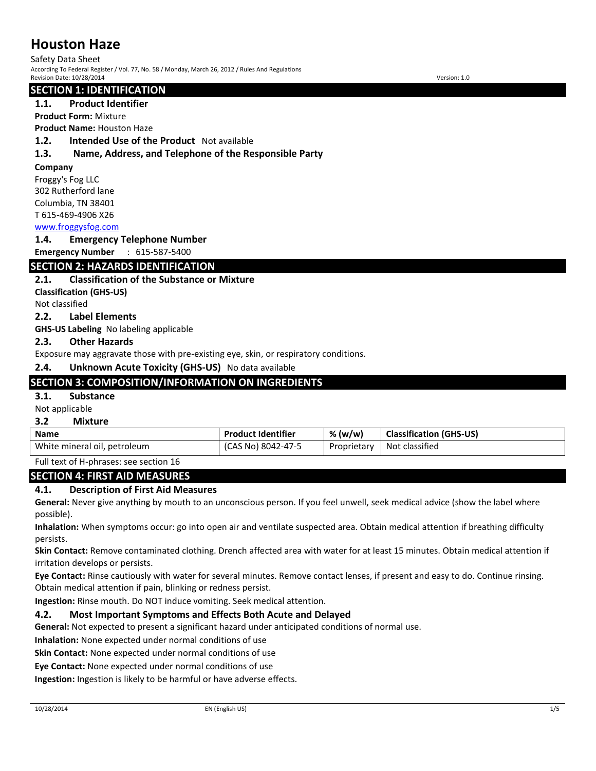# Houston Haze

Safety Data Sheet

According To Federal Register / Vol. 77, No. 58 / Monday, March 26, 2012 / Rules And Regulations

Revision Date: 10/28/2014 Version: 1.0

## SECTION 1: IDENTIFICATION

### 1.1. Product Identifier

**Product Form:** Mixture

**Product Name:** Houston Haze

### 1.2. Intended Use of the Product Not available

### 1.3. Name, Address, and Telephone of the Responsible Party

**Company**

Froggy's Fog LLC
302 Rutherford lane
Columbia, TN 38401
T 615-469-4906 X26
www.froggysfog.com

### 1.4. Emergency Telephone Number

**Emergency Number** : 615-587-5400

## SECTION 2: HAZARDS IDENTIFICATION

### 2.1. Classification of the Substance or Mixture

**Classification (GHS-US)**

Not classified

### 2.2. Label Elements

**GHS-US Labeling** No labeling applicable

### 2.3. Other Hazards

Exposure may aggravate those with pre-existing eye, skin, or respiratory conditions.

### 2.4. Unknown Acute Toxicity (GHS-US) No data available

## SECTION 3: COMPOSITION/INFORMATION ON INGREDIENTS

### 3.1. Substance

Not applicable

### 3.2 Mixture

| Name | Product Identifier | % (w/w) | Classification (GHS-US) |
|---|---|---|---|
| White mineral oil, petroleum | (CAS No) 8042-47-5 | Proprietary | Not classified |

Full text of H-phrases: see section 16

## SECTION 4: FIRST AID MEASURES

### 4.1. Description of First Aid Measures

**General:** Never give anything by mouth to an unconscious person. If you feel unwell, seek medical advice (show the label where possible).

**Inhalation:** When symptoms occur: go into open air and ventilate suspected area. Obtain medical attention if breathing difficulty persists.

**Skin Contact:** Remove contaminated clothing. Drench affected area with water for at least 15 minutes. Obtain medical attention if irritation develops or persists.

**Eye Contact:** Rinse cautiously with water for several minutes. Remove contact lenses, if present and easy to do. Continue rinsing. Obtain medical attention if pain, blinking or redness persist.

**Ingestion:** Rinse mouth. Do NOT induce vomiting. Seek medical attention.

### 4.2. Most Important Symptoms and Effects Both Acute and Delayed

**General:** Not expected to present a significant hazard under anticipated conditions of normal use.

**Inhalation:** None expected under normal conditions of use

**Skin Contact:** None expected under normal conditions of use

**Eye Contact:** None expected under normal conditions of use

**Ingestion:** Ingestion is likely to be harmful or have adverse effects.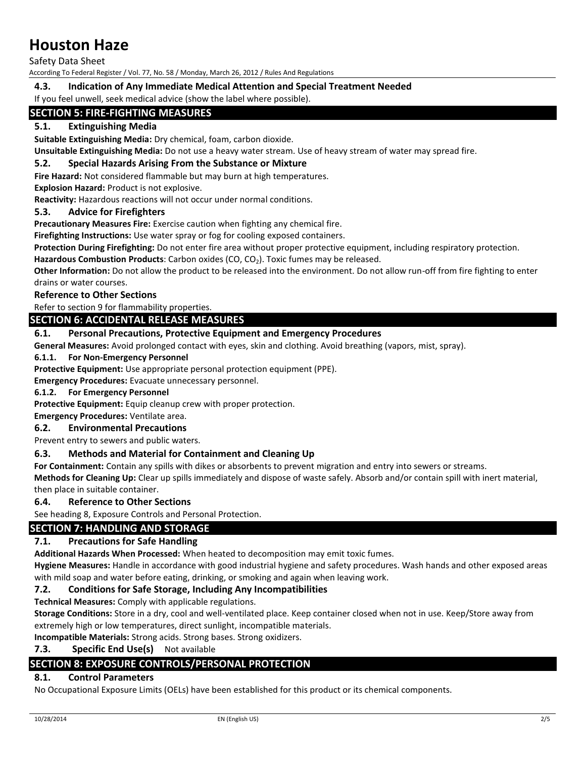### 4.3. Indication of Any Immediate Medical Attention and Special Treatment Needed

If you feel unwell, seek medical advice (show the label where possible).

## SECTION 5: FIRE-FIGHTING MEASURES

### 5.1. Extinguishing Media

**Suitable Extinguishing Media:** Dry chemical, foam, carbon dioxide.

**Unsuitable Extinguishing Media:** Do not use a heavy water stream. Use of heavy stream of water may spread fire.

### 5.2. Special Hazards Arising From the Substance or Mixture

**Fire Hazard:** Not considered flammable but may burn at high temperatures.

**Explosion Hazard:** Product is not explosive.

**Reactivity:** Hazardous reactions will not occur under normal conditions.

### 5.3. Advice for Firefighters

**Precautionary Measures Fire:** Exercise caution when fighting any chemical fire.

**Firefighting Instructions:** Use water spray or fog for cooling exposed containers.

**Protection During Firefighting:** Do not enter fire area without proper protective equipment, including respiratory protection.

**Hazardous Combustion Products**: Carbon oxides ($CO$, $CO_2$). Toxic fumes may be released.

**Other Information:** Do not allow the product to be released into the environment. Do not allow run-off from fire fighting to enter drains or water courses.

### Reference to Other Sections

Refer to section 9 for flammability properties.

## SECTION 6: ACCIDENTAL RELEASE MEASURES

### 6.1. Personal Precautions, Protective Equipment and Emergency Procedures

**General Measures:** Avoid prolonged contact with eyes, skin and clothing. Avoid breathing (vapors, mist, spray).

#### 6.1.1. For Non-Emergency Personnel

**Protective Equipment:** Use appropriate personal protection equipment (PPE).

**Emergency Procedures:** Evacuate unnecessary personnel.

#### 6.1.2. For Emergency Personnel

**Protective Equipment:** Equip cleanup crew with proper protection.

**Emergency Procedures:** Ventilate area.

### 6.2. Environmental Precautions

Prevent entry to sewers and public waters.

### 6.3. Methods and Material for Containment and Cleaning Up

**For Containment:** Contain any spills with dikes or absorbents to prevent migration and entry into sewers or streams.

**Methods for Cleaning Up:** Clear up spills immediately and dispose of waste safely. Absorb and/or contain spill with inert material, then place in suitable container.

### 6.4. Reference to Other Sections

See heading 8, Exposure Controls and Personal Protection.

## SECTION 7: HANDLING AND STORAGE

### 7.1. Precautions for Safe Handling

**Additional Hazards When Processed:** When heated to decomposition may emit toxic fumes.

**Hygiene Measures:** Handle in accordance with good industrial hygiene and safety procedures. Wash hands and other exposed areas with mild soap and water before eating, drinking, or smoking and again when leaving work.

### 7.2. Conditions for Safe Storage, Including Any Incompatibilities

**Technical Measures:** Comply with applicable regulations.

**Storage Conditions:** Store in a dry, cool and well-ventilated place. Keep container closed when not in use. Keep/Store away from extremely high or low temperatures, direct sunlight, incompatible materials.

**Incompatible Materials:** Strong acids. Strong bases. Strong oxidizers.

### 7.3. Specific End Use(s) Not available

## SECTION 8: EXPOSURE CONTROLS/PERSONAL PROTECTION

### 8.1. Control Parameters

No Occupational Exposure Limits (OELs) have been established for this product or its chemical components.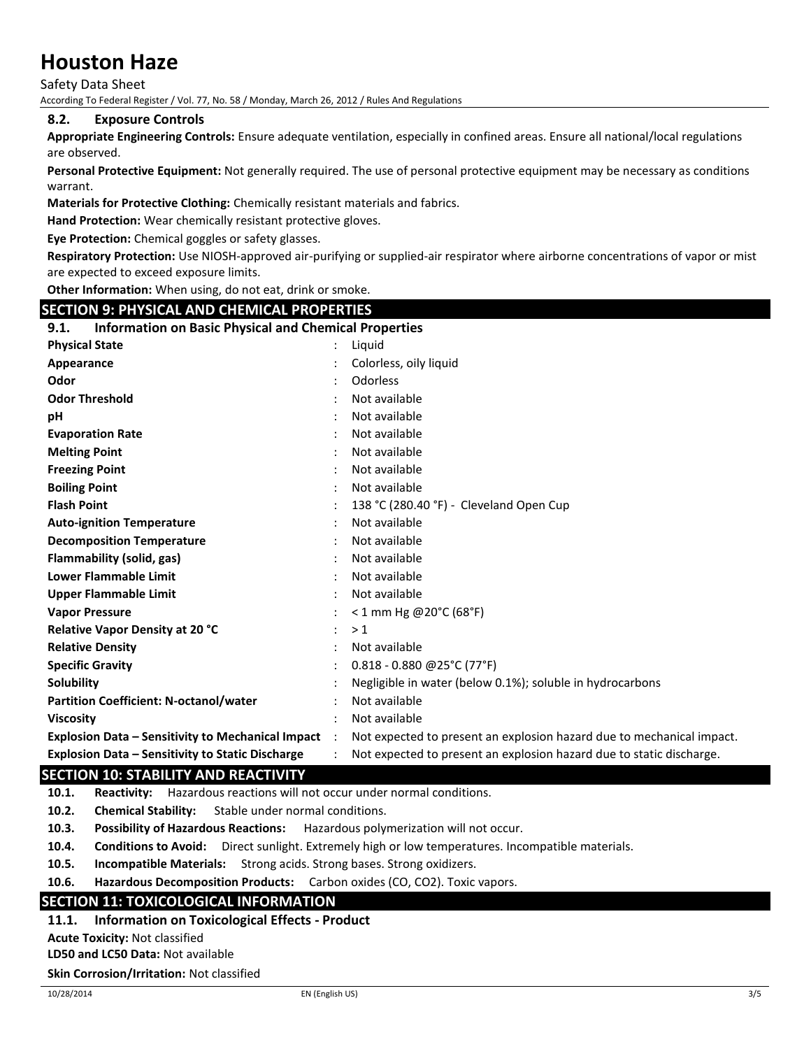### 8.2. Exposure Controls

**Appropriate Engineering Controls:** Ensure adequate ventilation, especially in confined areas. Ensure all national/local regulations are observed.

**Personal Protective Equipment:** Not generally required. The use of personal protective equipment may be necessary as conditions warrant.

**Materials for Protective Clothing:** Chemically resistant materials and fabrics.

**Hand Protection:** Wear chemically resistant protective gloves.

**Eye Protection:** Chemical goggles or safety glasses.

**Respiratory Protection:** Use NIOSH-approved air-purifying or supplied-air respirator where airborne concentrations of vapor or mist are expected to exceed exposure limits.

**Other Information:** When using, do not eat, drink or smoke.

## SECTION 9: PHYSICAL AND CHEMICAL PROPERTIES

### 9.1. Information on Basic Physical and Chemical Properties

| | |
|---|---|
| **Physical State** | Liquid |
| **Appearance** | Colorless, oily liquid |
| **Odor** | Odorless |
| **Odor Threshold** | Not available |
| **pH** | Not available |
| **Evaporation Rate** | Not available |
| **Melting Point** | Not available |
| **Freezing Point** | Not available |
| **Boiling Point** | Not available |
| **Flash Point** | 138 °C (280.40 °F) - Cleveland Open Cup |
| **Auto-ignition Temperature** | Not available |
| **Decomposition Temperature** | Not available |
| **Flammability (solid, gas)** | Not available |
| **Lower Flammable Limit** | Not available |
| **Upper Flammable Limit** | Not available |
| **Vapor Pressure** | < 1 mm Hg @20°C (68°F) |
| **Relative Vapor Density at 20 °C** | > 1 |
| **Relative Density** | Not available |
| **Specific Gravity** | 0.818 - 0.880 @25°C (77°F) |
| **Solubility** | Negligible in water (below 0.1%); soluble in hydrocarbons |
| **Partition Coefficient: N-octanol/water** | Not available |
| **Viscosity** | Not available |
| **Explosion Data – Sensitivity to Mechanical Impact** | Not expected to present an explosion hazard due to mechanical impact. |
| **Explosion Data – Sensitivity to Static Discharge** | Not expected to present an explosion hazard due to static discharge. |

## SECTION 10: STABILITY AND REACTIVITY

**10.1. Reactivity:** Hazardous reactions will not occur under normal conditions.

**10.2. Chemical Stability:** Stable under normal conditions.

**10.3. Possibility of Hazardous Reactions:** Hazardous polymerization will not occur.

**10.4. Conditions to Avoid:** Direct sunlight. Extremely high or low temperatures. Incompatible materials.

**10.5. Incompatible Materials:** Strong acids. Strong bases. Strong oxidizers.

**10.6. Hazardous Decomposition Products:** Carbon oxides ($CO$, $CO_2$). Toxic vapors.

## SECTION 11: TOXICOLOGICAL INFORMATION

### 11.1. Information on Toxicological Effects - Product

**Acute Toxicity:** Not classified

**LD50 and LC50 Data:** Not available

**Skin Corrosion/Irritation:** Not classified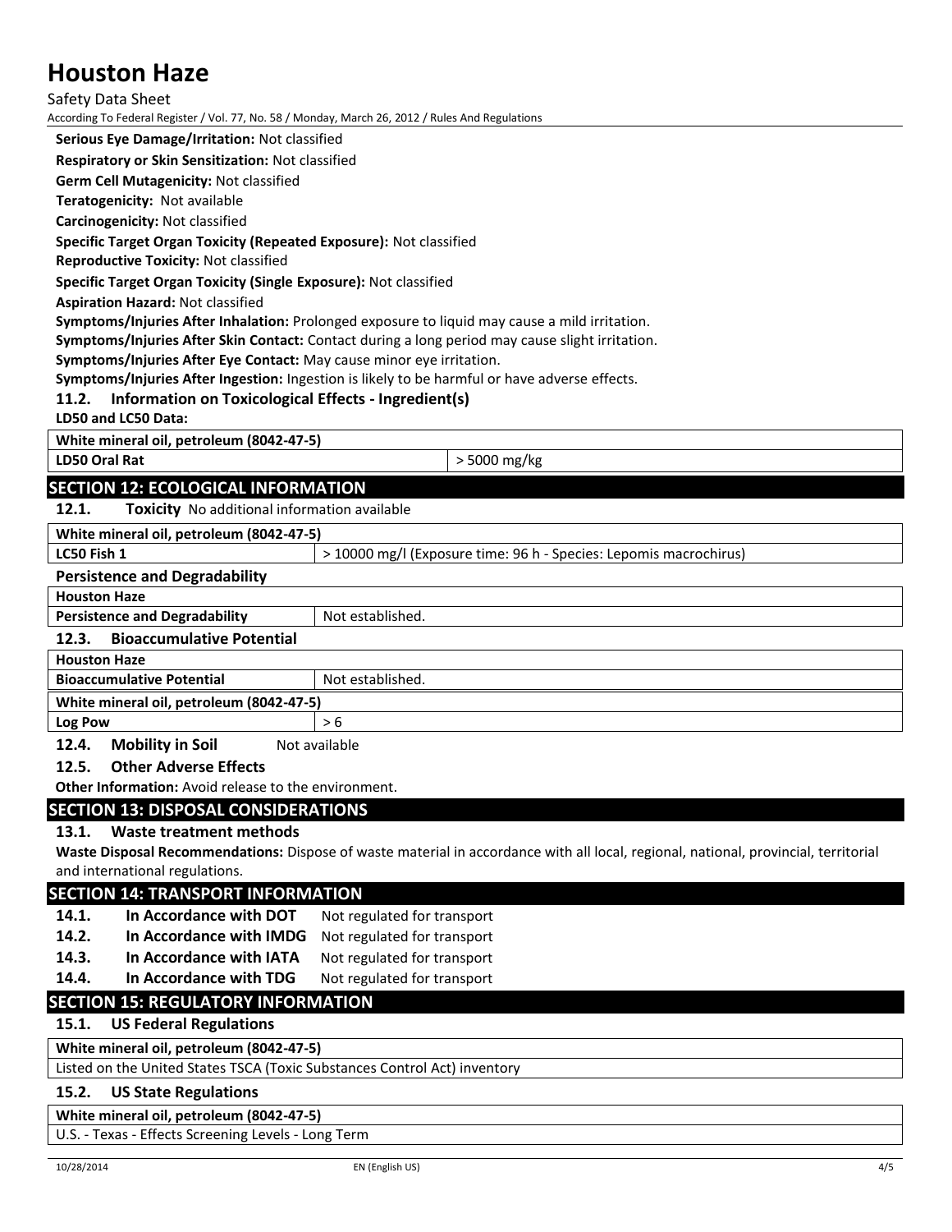**Serious Eye Damage/Irritation:** Not classified

**Respiratory or Skin Sensitization:** Not classified

**Germ Cell Mutagenicity:** Not classified

**Teratogenicity:** Not available

**Carcinogenicity:** Not classified

**Specific Target Organ Toxicity (Repeated Exposure):** Not classified

**Reproductive Toxicity:** Not classified

**Specific Target Organ Toxicity (Single Exposure):** Not classified

**Aspiration Hazard:** Not classified

**Symptoms/Injuries After Inhalation:** Prolonged exposure to liquid may cause a mild irritation.

**Symptoms/Injuries After Skin Contact:** Contact during a long period may cause slight irritation.

**Symptoms/Injuries After Eye Contact:** May cause minor eye irritation.

**Symptoms/Injuries After Ingestion:** Ingestion is likely to be harmful or have adverse effects.

### 11.2. Information on Toxicological Effects - Ingredient(s)

**LD50 and LC50 Data:**

| White mineral oil, petroleum (8042-47-5) | |
|---|---|
| **LD50 Oral Rat** | > 5000 mg/kg |

## SECTION 12: ECOLOGICAL INFORMATION

### 12.1. Toxicity No additional information available

| White mineral oil, petroleum (8042-47-5) | |
|---|---|
| **LC50 Fish 1** | > 10000 mg/l (Exposure time: 96 h - Species: Lepomis macrochirus) |

### Persistence and Degradability

| Houston Haze | |
|---|---|
| **Persistence and Degradability** | Not established. |

### 12.3. Bioaccumulative Potential

| Houston Haze | |
|---|---|
| **Bioaccumulative Potential** | Not established. |
| **White mineral oil, petroleum (8042-47-5)** | |
| **Log Pow** | > 6 |

### 12.4. Mobility in Soil Not available

### 12.5. Other Adverse Effects

**Other Information:** Avoid release to the environment.

## SECTION 13: DISPOSAL CONSIDERATIONS

### 13.1. Waste treatment methods

**Waste Disposal Recommendations:** Dispose of waste material in accordance with all local, regional, national, provincial, territorial and international regulations.

## SECTION 14: TRANSPORT INFORMATION

**14.1. In Accordance with DOT** Not regulated for transport

**14.2. In Accordance with IMDG** Not regulated for transport

**14.3. In Accordance with IATA** Not regulated for transport

**14.4. In Accordance with TDG** Not regulated for transport

## SECTION 15: REGULATORY INFORMATION

### 15.1. US Federal Regulations

| White mineral oil, petroleum (8042-47-5) |
|---|
| Listed on the United States TSCA (Toxic Substances Control Act) inventory |

### 15.2. US State Regulations

| White mineral oil, petroleum (8042-47-5) |
|---|
| U.S. - Texas - Effects Screening Levels - Long Term |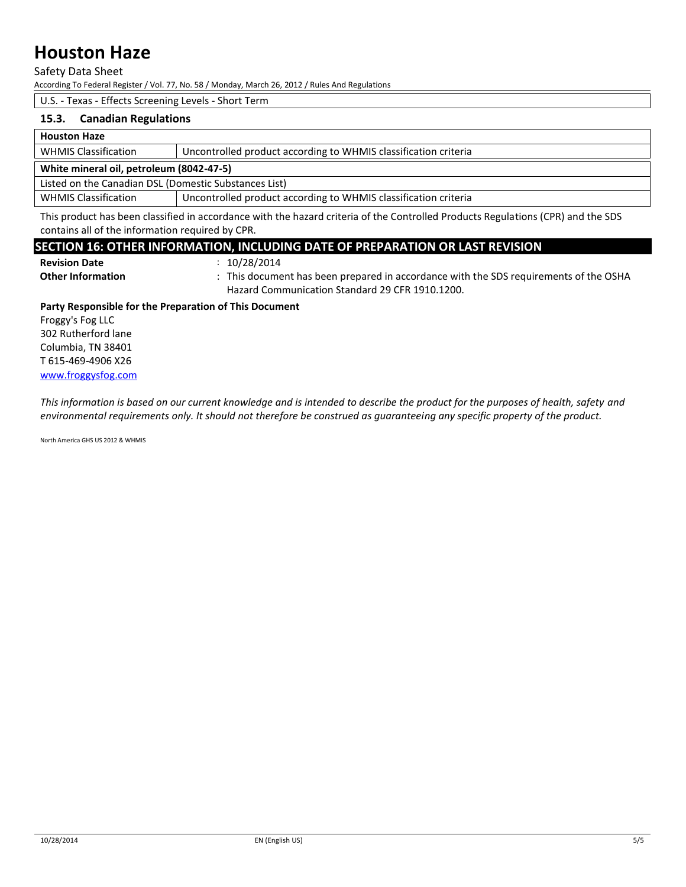U.S. - Texas - Effects Screening Levels - Short Term

### 15.3. Canadian Regulations

| **Houston Haze** | |
|---|---|
| WHMIS Classification | Uncontrolled product according to WHMIS classification criteria |

| **White mineral oil, petroleum (8042-47-5)** | |
|---|---|
| Listed on the Canadian DSL (Domestic Substances List) | |
| WHMIS Classification | Uncontrolled product according to WHMIS classification criteria |

This product has been classified in accordance with the hazard criteria of the Controlled Products Regulations (CPR) and the SDS contains all of the information required by CPR.

## SECTION 16: OTHER INFORMATION, INCLUDING DATE OF PREPARATION OR LAST REVISION

**Revision Date** : 10/28/2014

**Other Information** : This document has been prepared in accordance with the SDS requirements of the OSHA Hazard Communication Standard 29 CFR 1910.1200.

**Party Responsible for the Preparation of This Document**

Froggy's Fog LLC
302 Rutherford lane
Columbia, TN 38401
T 615-469-4906 X26
www.froggysfog.com

*This information is based on our current knowledge and is intended to describe the product for the purposes of health, safety and environmental requirements only. It should not therefore be construed as guaranteeing any specific property of the product.*

North America GHS US 2012 & WHMIS